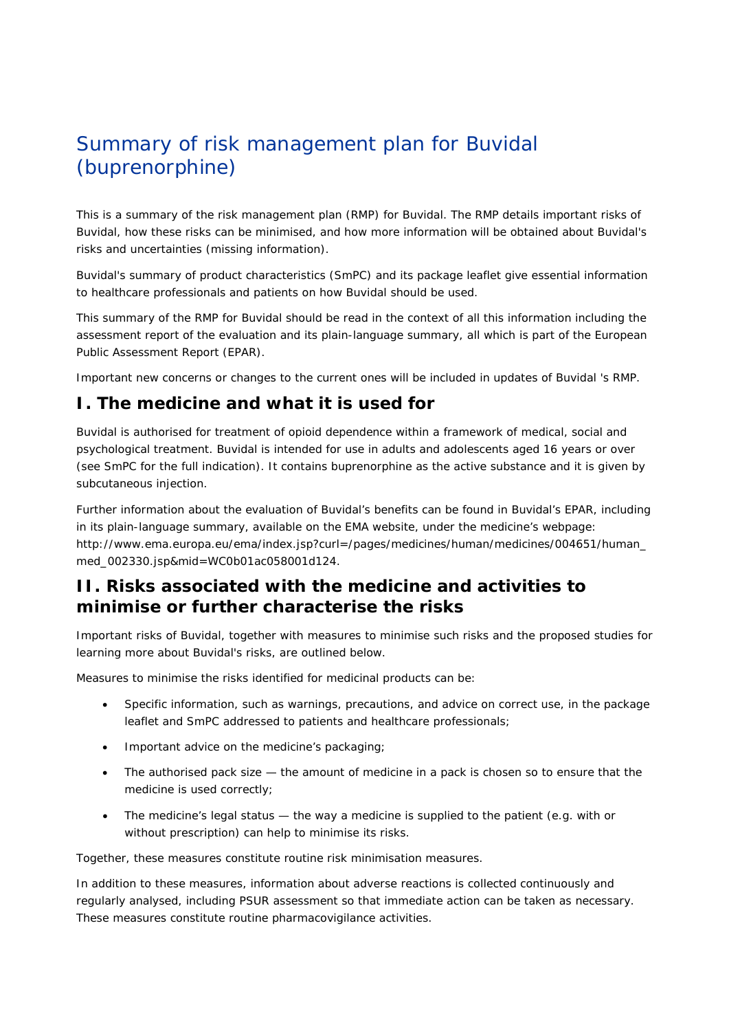# Summary of risk management plan for Buvidal (buprenorphine)

This is a summary of the risk management plan (RMP) for Buvidal. The RMP details important risks of Buvidal, how these risks can be minimised, and how more information will be obtained about Buvidal's risks and uncertainties (missing information).

Buvidal's summary of product characteristics (SmPC) and its package leaflet give essential information to healthcare professionals and patients on how Buvidal should be used.

This summary of the RMP for Buvidal should be read in the context of all this information including the assessment report of the evaluation and its plain-language summary, all which is part of the European Public Assessment Report (EPAR).

Important new concerns or changes to the current ones will be included in updates of Buvidal 's RMP.

## I. The medicine and what it is used for

Buvidal is authorised for treatment of opioid dependence within a framework of medical, social and psychological treatment. Buvidal is intended for use in adults and adolescents aged 16 years or over (see SmPC for the full indication). It contains buprenorphine as the active substance and it is given by subcutaneous injection.

Further information about the evaluation of Buvidal's benefits can be found in Buvidal's EPAR, including in its plain-language summary, available on the EMA website, under the medicine's webpage: http://www.ema.europa.eu/ema/index.jsp?curl=/pages/medicines/human/medicines/004651/human_med_002330.jsp&mid=WC0b01ac058001d124.

## II. Risks associated with the medicine and activities to minimise or further characterise the risks

Important risks of Buvidal, together with measures to minimise such risks and the proposed studies for learning more about Buvidal's risks, are outlined below.

Measures to minimise the risks identified for medicinal products can be:

- Specific information, such as warnings, precautions, and advice on correct use, in the package leaflet and SmPC addressed to patients and healthcare professionals;
- Important advice on the medicine's packaging;
- The authorised pack size — the amount of medicine in a pack is chosen so to ensure that the medicine is used correctly;
- The medicine's legal status — the way a medicine is supplied to the patient (e.g. with or without prescription) can help to minimise its risks.

Together, these measures constitute routine risk minimisation measures.

In addition to these measures, information about adverse reactions is collected continuously and regularly analysed, including PSUR assessment so that immediate action can be taken as necessary. These measures constitute routine pharmacovigilance activities.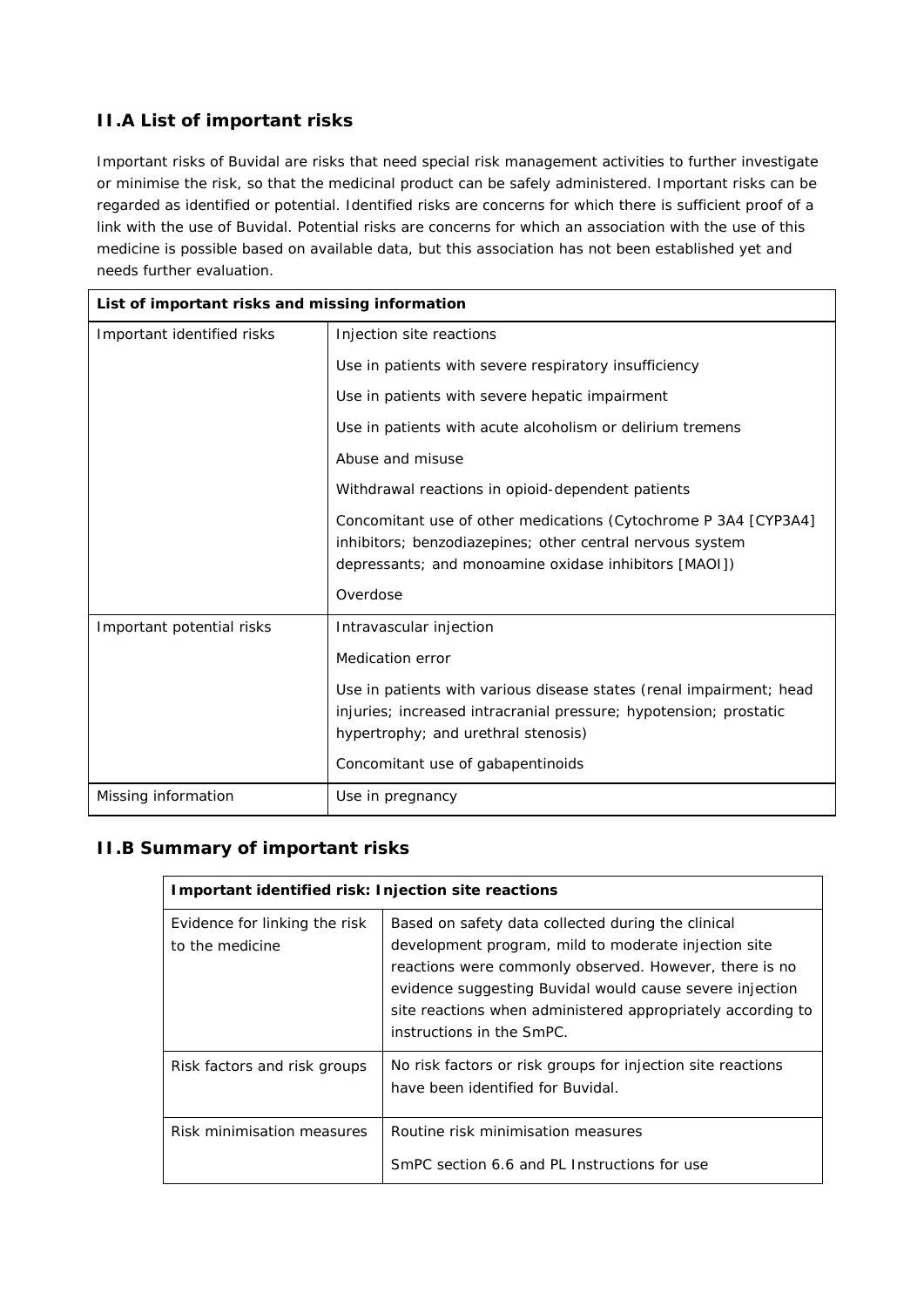## II.A List of important risks

Important risks of Buvidal are risks that need special risk management activities to further investigate or minimise the risk, so that the medicinal product can be safely administered. Important risks can be regarded as identified or potential. Identified risks are concerns for which there is sufficient proof of a link with the use of Buvidal. Potential risks are concerns for which an association with the use of this medicine is possible based on available data, but this association has not been established yet and needs further evaluation.

| List of important risks and missing information | |
|---|---|
| Important identified risks | Injection site reactions |
| | Use in patients with severe respiratory insufficiency |
| | Use in patients with severe hepatic impairment |
| | Use in patients with acute alcoholism or delirium tremens |
| | Abuse and misuse |
| | Withdrawal reactions in opioid-dependent patients |
| | Concomitant use of other medications (Cytochrome P 3A4 [CYP3A4] inhibitors; benzodiazepines; other central nervous system depressants; and monoamine oxidase inhibitors [MAOI]) |
| | Overdose |
| Important potential risks | Intravascular injection |
| | Medication error |
| | Use in patients with various disease states (renal impairment; head injuries; increased intracranial pressure; hypotension; prostatic hypertrophy; and urethral stenosis) |
| | Concomitant use of gabapentinoids |
| Missing information | Use in pregnancy |

## II.B Summary of important risks

| Important identified risk: Injection site reactions | |
|---|---|
| Evidence for linking the risk to the medicine | Based on safety data collected during the clinical development program, mild to moderate injection site reactions were commonly observed. However, there is no evidence suggesting Buvidal would cause severe injection site reactions when administered appropriately according to instructions in the SmPC. |
| Risk factors and risk groups | No risk factors or risk groups for injection site reactions have been identified for Buvidal. |
| Risk minimisation measures | Routine risk minimisation measures<br><br>SmPC section 6.6 and PL Instructions for use |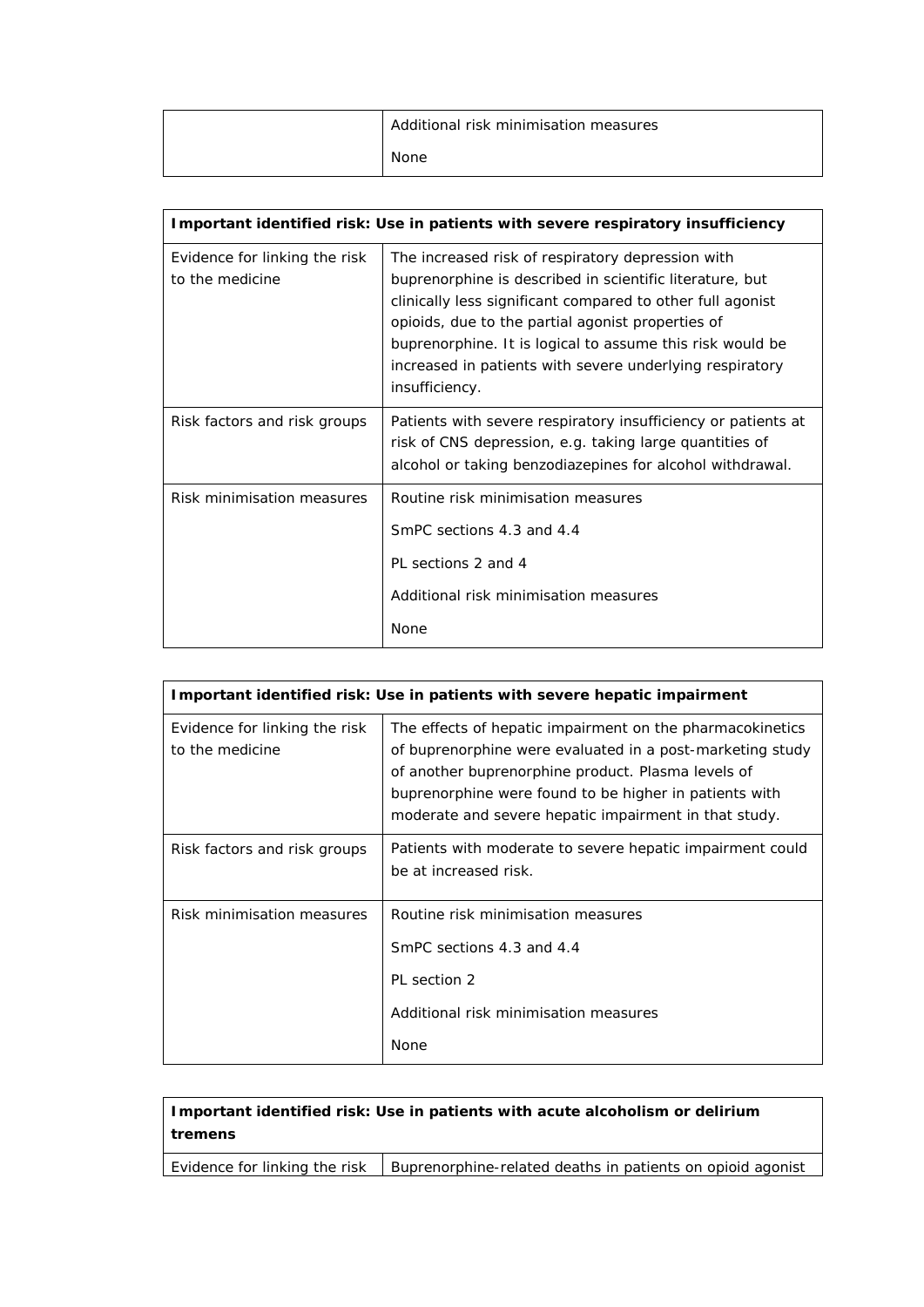| | |
|---|---|
| | Additional risk minimisation measures<br><br>None |

| Important identified risk: Use in patients with severe respiratory insufficiency | |
|---|---|
| Evidence for linking the risk to the medicine | The increased risk of respiratory depression with buprenorphine is described in scientific literature, but clinically less significant compared to other full agonist opioids, due to the partial agonist properties of buprenorphine. It is logical to assume this risk would be increased in patients with severe underlying respiratory insufficiency. |
| Risk factors and risk groups | Patients with severe respiratory insufficiency or patients at risk of CNS depression, e.g. taking large quantities of alcohol or taking benzodiazepines for alcohol withdrawal. |
| Risk minimisation measures | Routine risk minimisation measures<br><br>SmPC sections 4.3 and 4.4<br><br>PL sections 2 and 4<br><br>Additional risk minimisation measures<br><br>None |

| Important identified risk: Use in patients with severe hepatic impairment | |
|---|---|
| Evidence for linking the risk to the medicine | The effects of hepatic impairment on the pharmacokinetics of buprenorphine were evaluated in a post-marketing study of another buprenorphine product. Plasma levels of buprenorphine were found to be higher in patients with moderate and severe hepatic impairment in that study. |
| Risk factors and risk groups | Patients with moderate to severe hepatic impairment could be at increased risk. |
| Risk minimisation measures | Routine risk minimisation measures<br><br>SmPC sections 4.3 and 4.4<br><br>PL section 2<br><br>Additional risk minimisation measures<br><br>None |

| Important identified risk: Use in patients with acute alcoholism or delirium tremens | |
|---|---|
| Evidence for linking the risk | Buprenorphine-related deaths in patients on opioid agonist |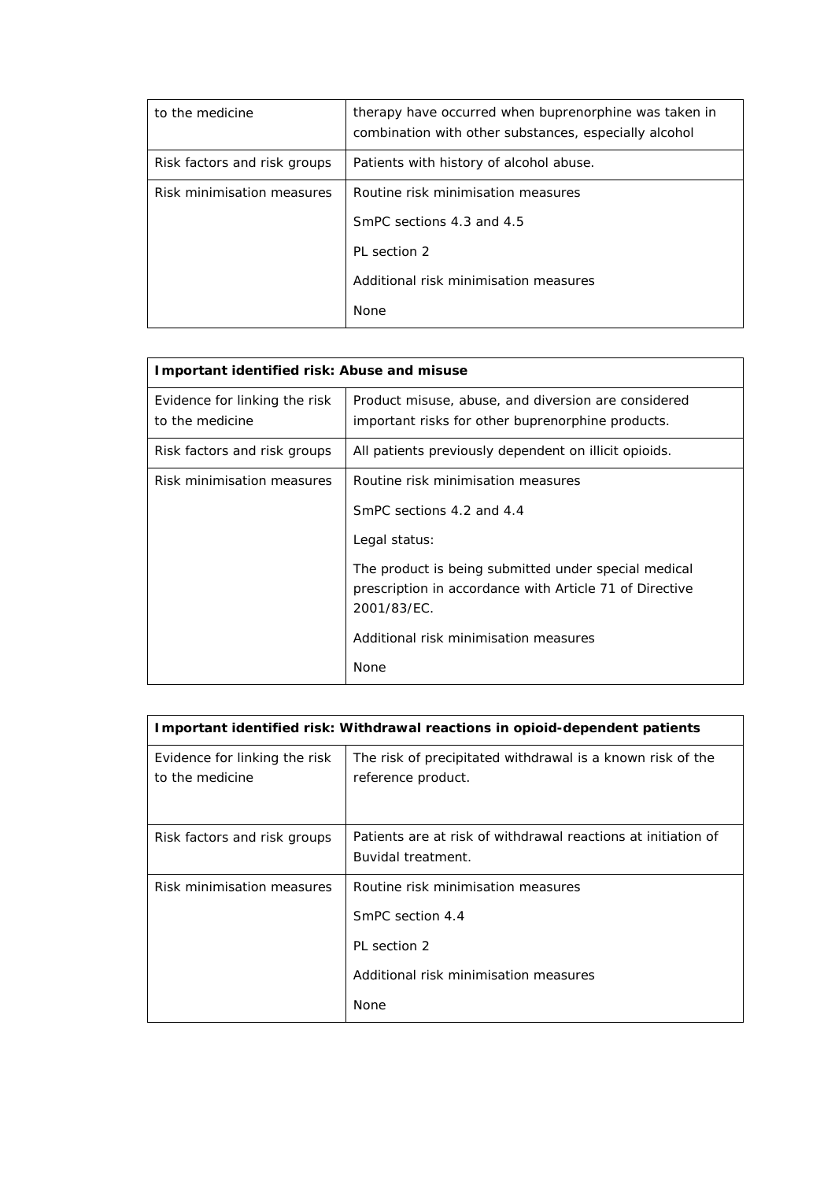| | |
|---|---|
| to the medicine | therapy have occurred when buprenorphine was taken in combination with other substances, especially alcohol |
| Risk factors and risk groups | Patients with history of alcohol abuse. |
| Risk minimisation measures | Routine risk minimisation measures<br><br>SmPC sections 4.3 and 4.5<br><br>PL section 2<br><br>Additional risk minimisation measures<br><br>None |

| **Important identified risk: Abuse and misuse** | |
|---|---|
| Evidence for linking the risk to the medicine | Product misuse, abuse, and diversion are considered important risks for other buprenorphine products. |
| Risk factors and risk groups | All patients previously dependent on illicit opioids. |
| Risk minimisation measures | Routine risk minimisation measures<br><br>SmPC sections 4.2 and 4.4<br><br>Legal status:<br><br>The product is being submitted under special medical prescription in accordance with Article 71 of Directive 2001/83/EC.<br><br>Additional risk minimisation measures<br><br>None |

| **Important identified risk: Withdrawal reactions in opioid-dependent patients** | |
|---|---|
| Evidence for linking the risk to the medicine | The risk of precipitated withdrawal is a known risk of the reference product. |
| Risk factors and risk groups | Patients are at risk of withdrawal reactions at initiation of Buvidal treatment. |
| Risk minimisation measures | Routine risk minimisation measures<br><br>SmPC section 4.4<br><br>PL section 2<br><br>Additional risk minimisation measures<br><br>None |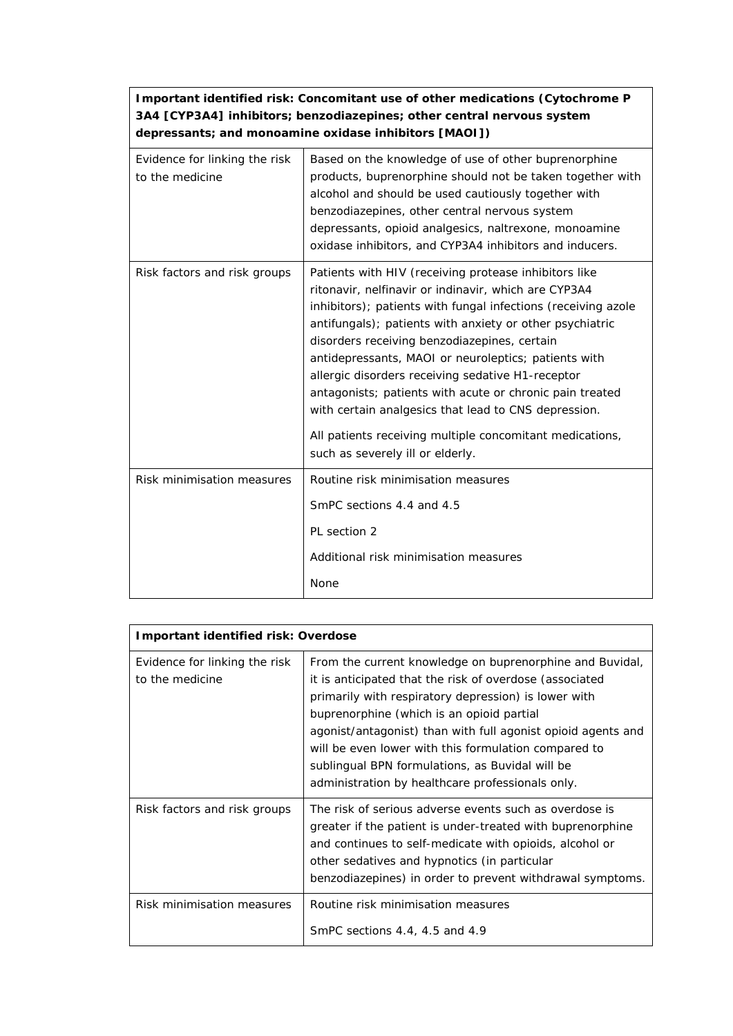| **Important identified risk: Concomitant use of other medications (Cytochrome P 3A4 [CYP3A4] inhibitors; benzodiazepines; other central nervous system depressants; and monoamine oxidase inhibitors [MAOI])** | |
|---|---|
| Evidence for linking the risk to the medicine | Based on the knowledge of use of other buprenorphine products, buprenorphine should not be taken together with alcohol and should be used cautiously together with benzodiazepines, other central nervous system depressants, opioid analgesics, naltrexone, monoamine oxidase inhibitors, and CYP3A4 inhibitors and inducers. |
| Risk factors and risk groups | Patients with HIV (receiving protease inhibitors like ritonavir, nelfinavir or indinavir, which are CYP3A4 inhibitors); patients with fungal infections (receiving azole antifungals); patients with anxiety or other psychiatric disorders receiving benzodiazepines, certain antidepressants, MAOI or neuroleptics; patients with allergic disorders receiving sedative H1-receptor antagonists; patients with acute or chronic pain treated with certain analgesics that lead to CNS depression.<br><br>All patients receiving multiple concomitant medications, such as severely ill or elderly. |
| Risk minimisation measures | Routine risk minimisation measures<br><br>SmPC sections 4.4 and 4.5<br><br>PL section 2<br><br>Additional risk minimisation measures<br><br>None |

| **Important identified risk: Overdose** | |
|---|---|
| Evidence for linking the risk to the medicine | From the current knowledge on buprenorphine and Buvidal, it is anticipated that the risk of overdose (associated primarily with respiratory depression) is lower with buprenorphine (which is an opioid partial agonist/antagonist) than with full agonist opioid agents and will be even lower with this formulation compared to sublingual BPN formulations, as Buvidal will be administration by healthcare professionals only. |
| Risk factors and risk groups | The risk of serious adverse events such as overdose is greater if the patient is under-treated with buprenorphine and continues to self-medicate with opioids, alcohol or other sedatives and hypnotics (in particular benzodiazepines) in order to prevent withdrawal symptoms. |
| Risk minimisation measures | Routine risk minimisation measures<br><br>SmPC sections 4.4, 4.5 and 4.9 |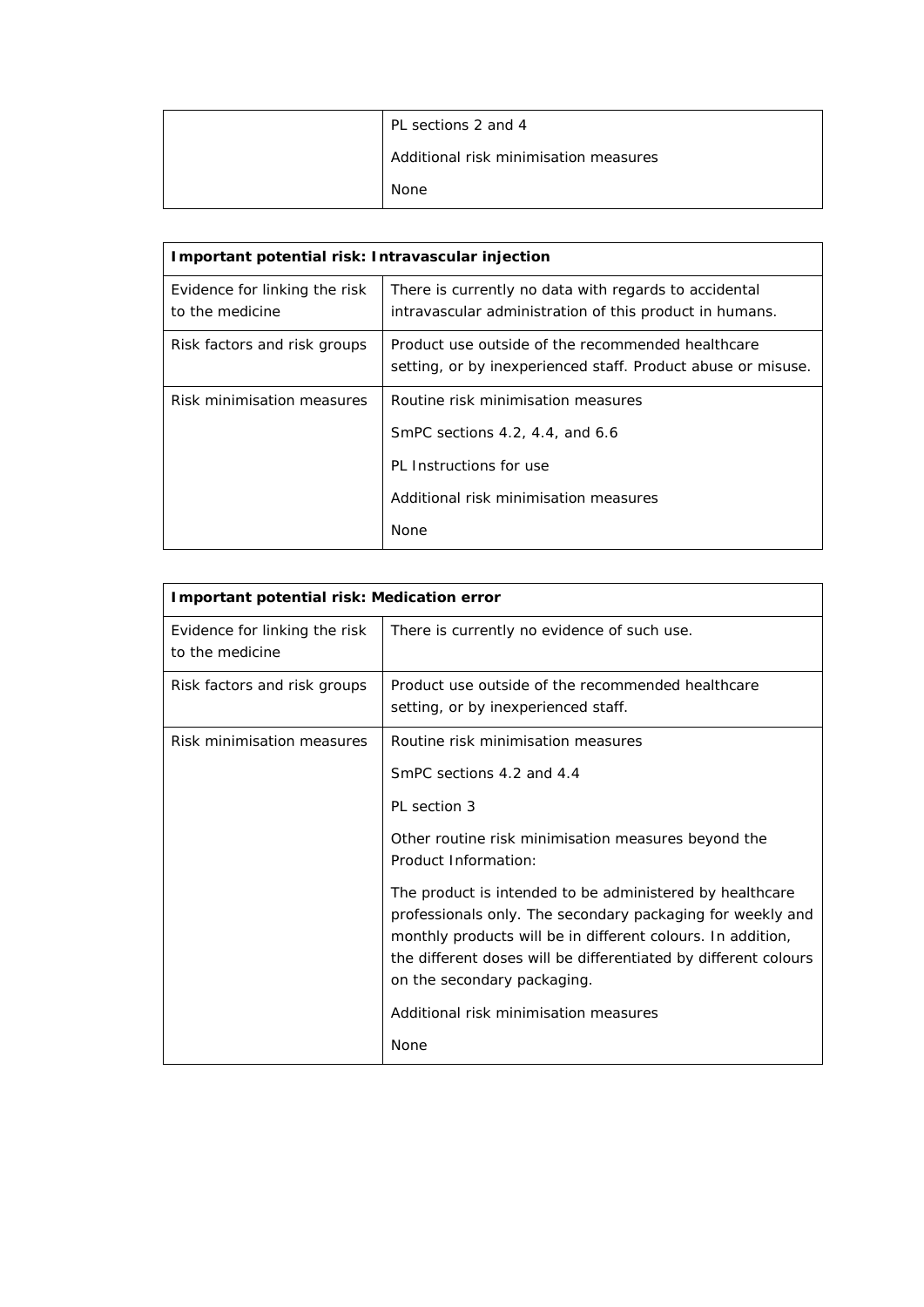| | |
|---|---|
| | PL sections 2 and 4<br><br>Additional risk minimisation measures<br><br>None |

| **Important potential risk: Intravascular injection** | |
|---|---|
| Evidence for linking the risk to the medicine | There is currently no data with regards to accidental intravascular administration of this product in humans. |
| Risk factors and risk groups | Product use outside of the recommended healthcare setting, or by inexperienced staff. Product abuse or misuse. |
| Risk minimisation measures | Routine risk minimisation measures<br><br>SmPC sections 4.2, 4.4, and 6.6<br><br>PL Instructions for use<br><br>Additional risk minimisation measures<br><br>None |

| **Important potential risk: Medication error** | |
|---|---|
| Evidence for linking the risk to the medicine | There is currently no evidence of such use. |
| Risk factors and risk groups | Product use outside of the recommended healthcare setting, or by inexperienced staff. |
| Risk minimisation measures | Routine risk minimisation measures<br><br>SmPC sections 4.2 and 4.4<br><br>PL section 3<br><br>Other routine risk minimisation measures beyond the Product Information:<br><br>The product is intended to be administered by healthcare professionals only. The secondary packaging for weekly and monthly products will be in different colours. In addition, the different doses will be differentiated by different colours on the secondary packaging.<br><br>Additional risk minimisation measures<br><br>None |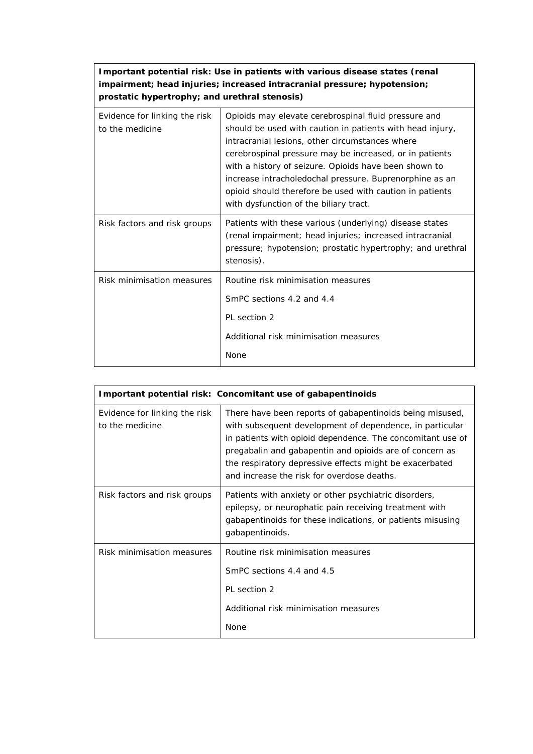| **Important potential risk: Use in patients with various disease states (renal impairment; head injuries; increased intracranial pressure; hypotension; prostatic hypertrophy; and urethral stenosis)** | |
|---|---|
| Evidence for linking the risk to the medicine | Opioids may elevate cerebrospinal fluid pressure and should be used with caution in patients with head injury, intracranial lesions, other circumstances where cerebrospinal pressure may be increased, or in patients with a history of seizure. Opioids have been shown to increase intracholedochal pressure. Buprenorphine as an opioid should therefore be used with caution in patients with dysfunction of the biliary tract. |
| Risk factors and risk groups | Patients with these various (underlying) disease states (renal impairment; head injuries; increased intracranial pressure; hypotension; prostatic hypertrophy; and urethral stenosis). |
| Risk minimisation measures | Routine risk minimisation measures<br><br>SmPC sections 4.2 and 4.4<br><br>PL section 2<br><br>Additional risk minimisation measures<br><br>None |

| **Important potential risk: Concomitant use of gabapentinoids** | |
|---|---|
| Evidence for linking the risk to the medicine | There have been reports of gabapentinoids being misused, with subsequent development of dependence, in particular in patients with opioid dependence. The concomitant use of pregabalin and gabapentin and opioids are of concern as the respiratory depressive effects might be exacerbated and increase the risk for overdose deaths. |
| Risk factors and risk groups | Patients with anxiety or other psychiatric disorders, epilepsy, or neurophatic pain receiving treatment with gabapentinoids for these indications, or patients misusing gabapentinoids. |
| Risk minimisation measures | Routine risk minimisation measures<br><br>SmPC sections 4.4 and 4.5<br><br>PL section 2<br><br>Additional risk minimisation measures<br><br>None |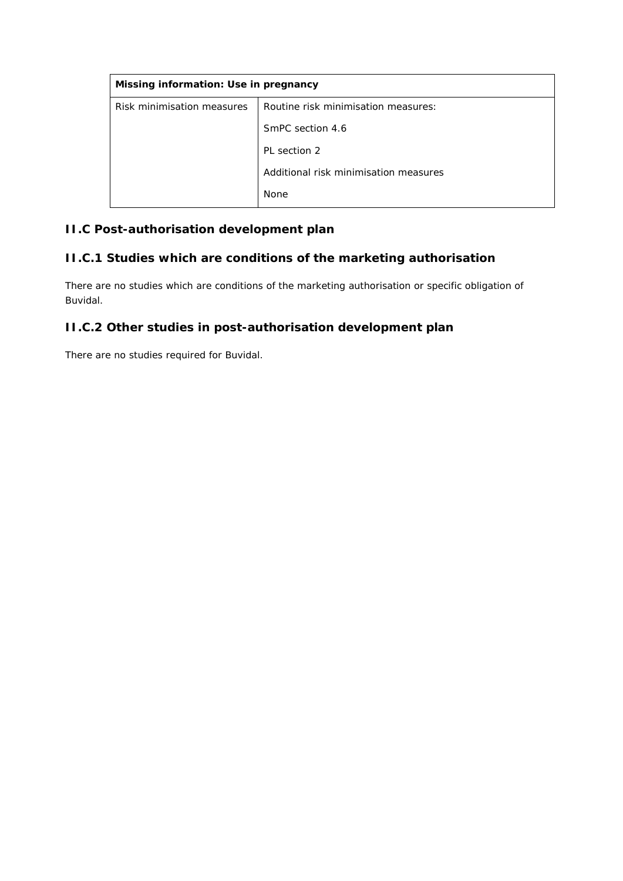| Missing information: Use in pregnancy | |
|---|---|
| Risk minimisation measures | Routine risk minimisation measures:<br><br>SmPC section 4.6<br><br>PL section 2<br><br>Additional risk minimisation measures<br><br>None |

## II.C Post-authorisation development plan

## II.C.1 Studies which are conditions of the marketing authorisation

There are no studies which are conditions of the marketing authorisation or specific obligation of Buvidal.

## II.C.2 Other studies in post-authorisation development plan

There are no studies required for Buvidal.